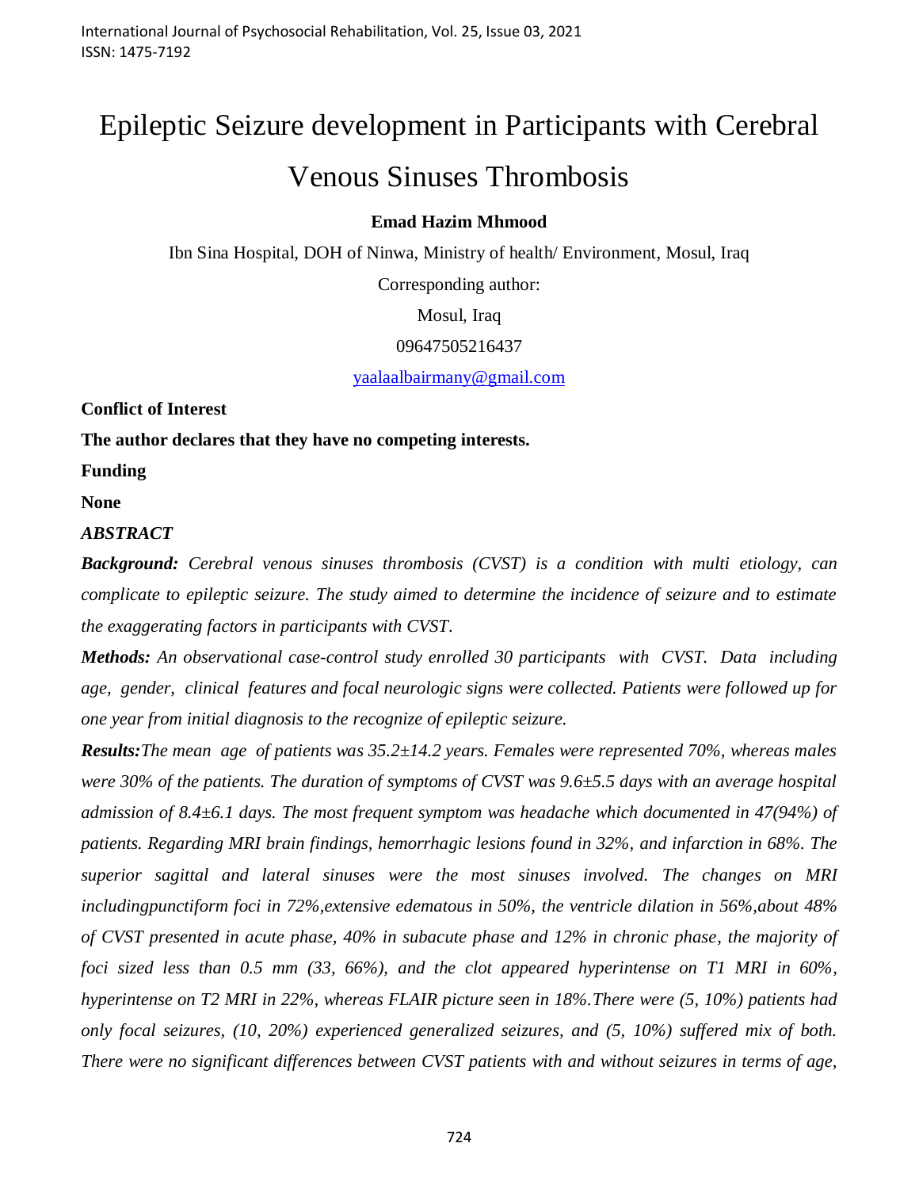# Epileptic Seizure development in Participants with Cerebral Venous Sinuses Thrombosis

**Emad Hazim Mhmood**

Ibn Sina Hospital, DOH of Ninwa, Ministry of health/ Environment, Mosul, Iraq

Corresponding author:

Mosul, Iraq

09647505216437

yaalaalbairmany@gmail.com

**Conflict of Interest**

**The author declares that they have no competing interests.**

**Funding**

**None**

***ABSTRACT***

***Background:*** *Cerebral venous sinuses thrombosis (CVST) is a condition with multi etiology, can complicate to epileptic seizure. The study aimed to determine the incidence of seizure and to estimate the exaggerating factors in participants with CVST.*

***Methods:*** *An observational case-control study enrolled 30 participants with CVST. Data including age, gender, clinical features and focal neurologic signs were collected. Patients were followed up for one year from initial diagnosis to the recognize of epileptic seizure.*

***Results:****The mean age of patients was 35.2±14.2 years. Females were represented 70%, whereas males were 30% of the patients. The duration of symptoms of CVST was 9.6±5.5 days with an average hospital admission of 8.4±6.1 days. The most frequent symptom was headache which documented in 47(94%) of patients. Regarding MRI brain findings, hemorrhagic lesions found in 32%, and infarction in 68%. The superior sagittal and lateral sinuses were the most sinuses involved. The changes on MRI includingpunctiform foci in 72%,extensive edematous in 50%, the ventricle dilation in 56%,about 48% of CVST presented in acute phase, 40% in subacute phase and 12% in chronic phase, the majority of foci sized less than 0.5 mm (33, 66%), and the clot appeared hyperintense on T1 MRI in 60%, hyperintense on T2 MRI in 22%, whereas FLAIR picture seen in 18%.There were (5, 10%) patients had only focal seizures, (10, 20%) experienced generalized seizures, and (5, 10%) suffered mix of both. There were no significant differences between CVST patients with and without seizures in terms of age,*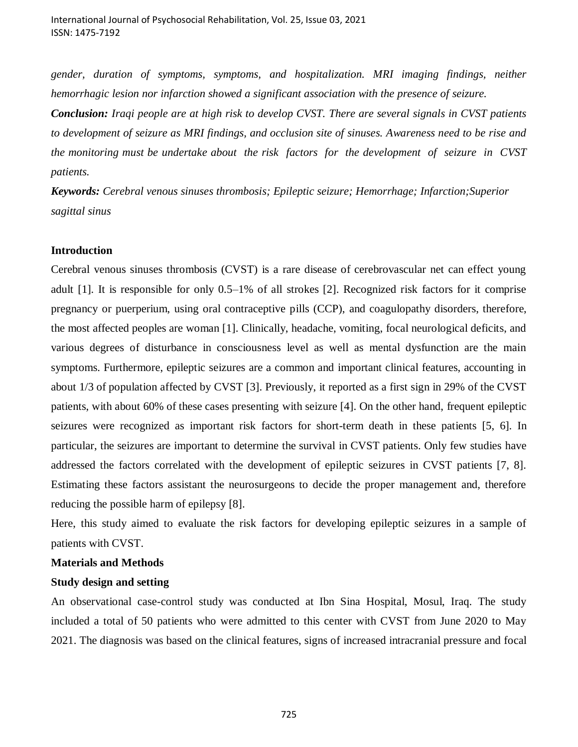*gender, duration of symptoms, symptoms, and hospitalization. MRI imaging findings, neither hemorrhagic lesion nor infarction showed a significant association with the presence of seizure.*

***Conclusion:*** *Iraqi people are at high risk to develop CVST. There are several signals in CVST patients to development of seizure as MRI findings, and occlusion site of sinuses. Awareness need to be rise and the monitoring must be undertake about the risk factors for the development of seizure in CVST patients.*

***Keywords:*** *Cerebral venous sinuses thrombosis; Epileptic seizure; Hemorrhage; Infarction;Superior sagittal sinus*

## Introduction

Cerebral venous sinuses thrombosis (CVST) is a rare disease of cerebrovascular net can effect young adult [1]. It is responsible for only 0.5–1% of all strokes [2]. Recognized risk factors for it comprise pregnancy or puerperium, using oral contraceptive pills (CCP), and coagulopathy disorders, therefore, the most affected peoples are woman [1]. Clinically, headache, vomiting, focal neurological deficits, and various degrees of disturbance in consciousness level as well as mental dysfunction are the main symptoms. Furthermore, epileptic seizures are a common and important clinical features, accounting in about 1/3 of population affected by CVST [3]. Previously, it reported as a first sign in 29% of the CVST patients, with about 60% of these cases presenting with seizure [4]. On the other hand, frequent epileptic seizures were recognized as important risk factors for short-term death in these patients [5, 6]. In particular, the seizures are important to determine the survival in CVST patients. Only few studies have addressed the factors correlated with the development of epileptic seizures in CVST patients [7, 8]. Estimating these factors assistant the neurosurgeons to decide the proper management and, therefore reducing the possible harm of epilepsy [8].

Here, this study aimed to evaluate the risk factors for developing epileptic seizures in a sample of patients with CVST.

## Materials and Methods

### Study design and setting

An observational case-control study was conducted at Ibn Sina Hospital, Mosul, Iraq. The study included a total of 50 patients who were admitted to this center with CVST from June 2020 to May 2021. The diagnosis was based on the clinical features, signs of increased intracranial pressure and focal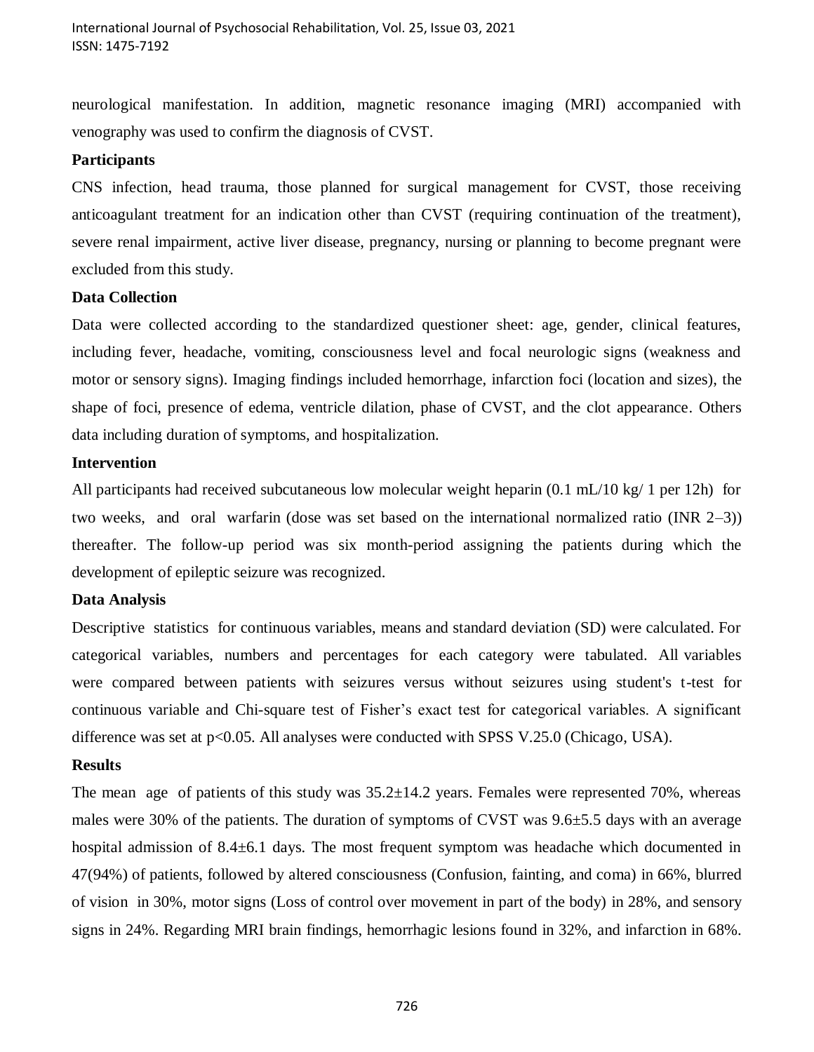neurological manifestation. In addition, magnetic resonance imaging (MRI) accompanied with venography was used to confirm the diagnosis of CVST.

### Participants

CNS infection, head trauma, those planned for surgical management for CVST, those receiving anticoagulant treatment for an indication other than CVST (requiring continuation of the treatment), severe renal impairment, active liver disease, pregnancy, nursing or planning to become pregnant were excluded from this study.

### Data Collection

Data were collected according to the standardized questioner sheet: age, gender, clinical features, including fever, headache, vomiting, consciousness level and focal neurologic signs (weakness and motor or sensory signs). Imaging findings included hemorrhage, infarction foci (location and sizes), the shape of foci, presence of edema, ventricle dilation, phase of CVST, and the clot appearance. Others data including duration of symptoms, and hospitalization.

### Intervention

All participants had received subcutaneous low molecular weight heparin (0.1 mL/10 kg/ 1 per 12h) for two weeks, and oral warfarin (dose was set based on the international normalized ratio (INR 2–3)) thereafter. The follow-up period was six month-period assigning the patients during which the development of epileptic seizure was recognized.

### Data Analysis

Descriptive statistics for continuous variables, means and standard deviation (SD) were calculated. For categorical variables, numbers and percentages for each category were tabulated. All variables were compared between patients with seizures versus without seizures using student's t-test for continuous variable and Chi-square test of Fisher's exact test for categorical variables. A significant difference was set at $p<0.05$. All analyses were conducted with SPSS V.25.0 (Chicago, USA).

### Results

The mean age of patients of this study was $35.2\pm14.2$ years. Females were represented 70%, whereas males were 30% of the patients. The duration of symptoms of CVST was $9.6\pm5.5$ days with an average hospital admission of $8.4\pm6.1$ days. The most frequent symptom was headache which documented in 47(94%) of patients, followed by altered consciousness (Confusion, fainting, and coma) in 66%, blurred of vision in 30%, motor signs (Loss of control over movement in part of the body) in 28%, and sensory signs in 24%. Regarding MRI brain findings, hemorrhagic lesions found in 32%, and infarction in 68%.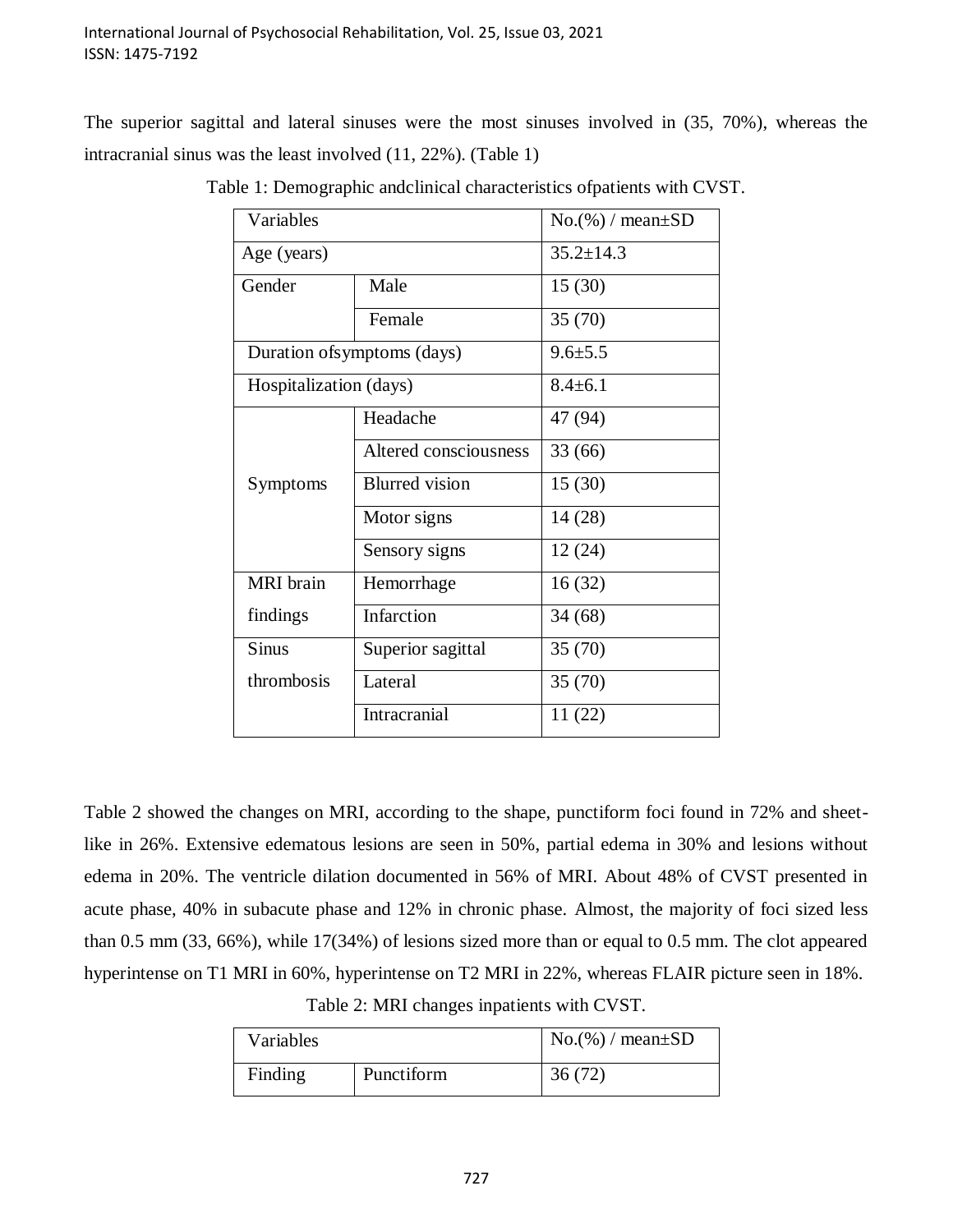The superior sagittal and lateral sinuses were the most sinuses involved in (35, 70%), whereas the intracranial sinus was the least involved (11, 22%). (Table 1)

Table 1: Demographic andclinical characteristics ofpatients with CVST.

| Variables | | No.(%) / mean±SD |
|---|---|---|
| Age (years) | | 35.2±14.3 |
| Gender | Male | 15 (30) |
| | Female | 35 (70) |
| Duration ofsymptoms (days) | | 9.6±5.5 |
| Hospitalization (days) | | 8.4±6.1 |
| Symptoms | Headache | 47 (94) |
| | Altered consciousness | 33 (66) |
| | Blurred vision | 15 (30) |
| | Motor signs | 14 (28) |
| | Sensory signs | 12 (24) |
| MRI brain findings | Hemorrhage | 16 (32) |
| | Infarction | 34 (68) |
| Sinus thrombosis | Superior sagittal | 35 (70) |
| | Lateral | 35 (70) |
| | Intracranial | 11 (22) |

Table 2 showed the changes on MRI, according to the shape, punctiform foci found in 72% and sheet-like in 26%. Extensive edematous lesions are seen in 50%, partial edema in 30% and lesions without edema in 20%. The ventricle dilation documented in 56% of MRI. About 48% of CVST presented in acute phase, 40% in subacute phase and 12% in chronic phase. Almost, the majority of foci sized less than 0.5 mm (33, 66%), while 17(34%) of lesions sized more than or equal to 0.5 mm. The clot appeared hyperintense on T1 MRI in 60%, hyperintense on T2 MRI in 22%, whereas FLAIR picture seen in 18%.

Table 2: MRI changes inpatients with CVST.

| Variables | | No.(%) / mean±SD |
|---|---|---|
| Finding | Punctiform | 36 (72) |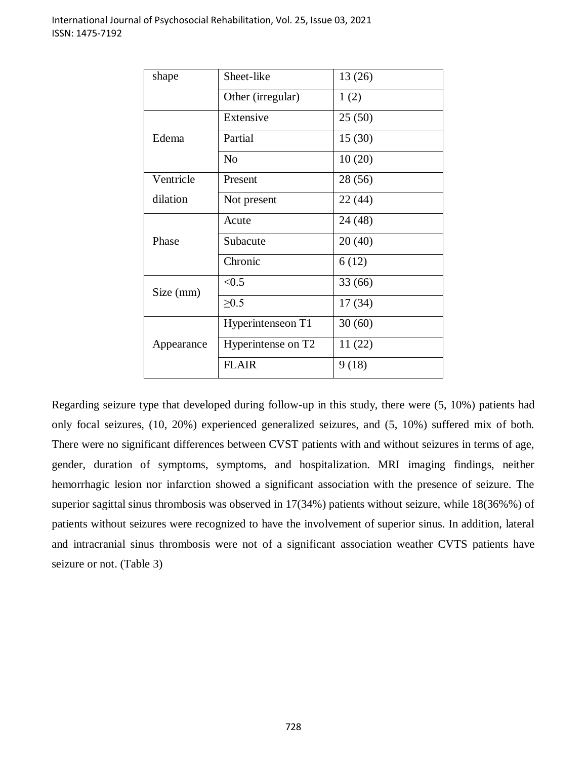| shape | Sheet-like | 13 (26) |
|---|---|---|
| | Other (irregular) | 1 (2) |
| Edema | Extensive | 25 (50) |
| | Partial | 15 (30) |
| | No | 10 (20) |
| Ventricle dilation | Present | 28 (56) |
| | Not present | 22 (44) |
| Phase | Acute | 24 (48) |
| | Subacute | 20 (40) |
| | Chronic | 6 (12) |
| Size (mm) | <0.5 | 33 (66) |
| | ≥0.5 | 17 (34) |
| Appearance | Hyperintenseon T1 | 30 (60) |
| | Hyperintense on T2 | 11 (22) |
| | FLAIR | 9 (18) |

Regarding seizure type that developed during follow-up in this study, there were (5, 10%) patients had only focal seizures, (10, 20%) experienced generalized seizures, and (5, 10%) suffered mix of both. There were no significant differences between CVST patients with and without seizures in terms of age, gender, duration of symptoms, symptoms, and hospitalization. MRI imaging findings, neither hemorrhagic lesion nor infarction showed a significant association with the presence of seizure. The superior sagittal sinus thrombosis was observed in 17(34%) patients without seizure, while 18(36%%) of patients without seizures were recognized to have the involvement of superior sinus. In addition, lateral and intracranial sinus thrombosis were not of a significant association weather CVTS patients have seizure or not. (Table 3)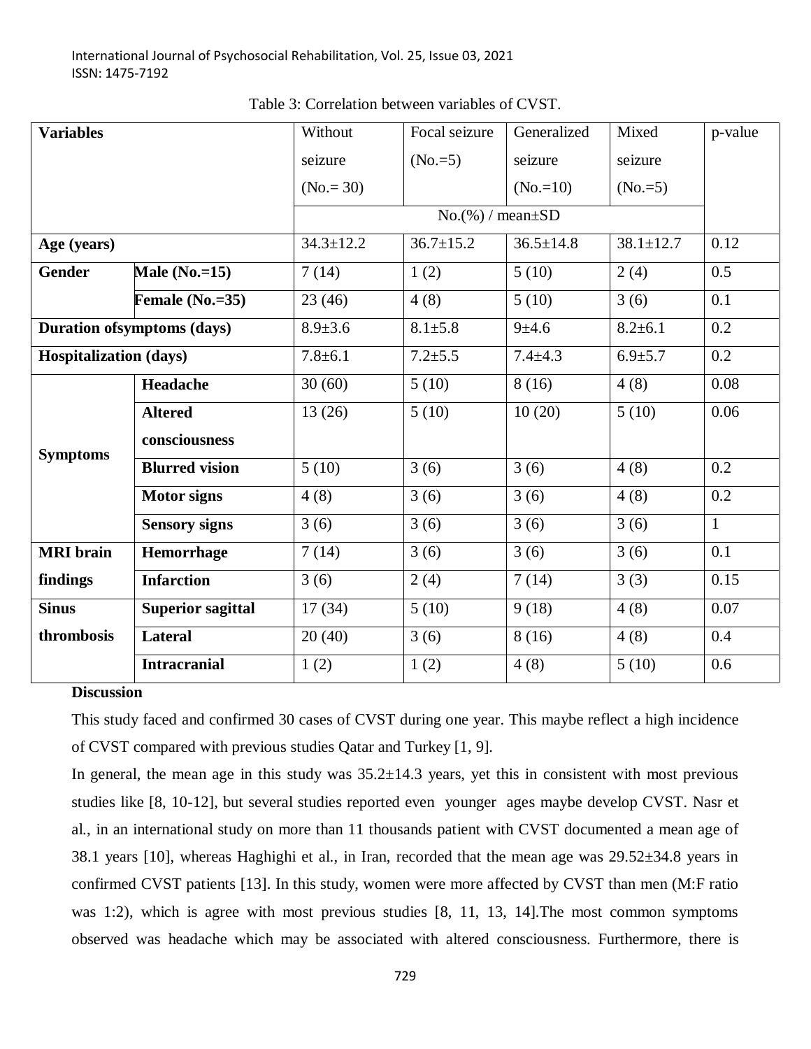Table 3: Correlation between variables of CVST.

| Variables | | Without seizure (No.= 30) | Focal seizure (No.=5) | Generalized seizure (No.=10) | Mixed seizure (No.=5) | p-value |
|---|---|---|---|---|---|---|
| | | No.(%) / mean±SD | | | | |
| **Age (years)** | | 34.3±12.2 | 36.7±15.2 | 36.5±14.8 | 38.1±12.7 | 0.12 |
| **Gender** | **Male (No.=15)** | 7 (14) | 1 (2) | 5 (10) | 2 (4) | 0.5 |
| | **Female (No.=35)** | 23 (46) | 4 (8) | 5 (10) | 3 (6) | 0.1 |
| **Duration ofsymptoms (days)** | | 8.9±3.6 | 8.1±5.8 | 9±4.6 | 8.2±6.1 | 0.2 |
| **Hospitalization (days)** | | 7.8±6.1 | 7.2±5.5 | 7.4±4.3 | 6.9±5.7 | 0.2 |
| **Symptoms** | **Headache** | 30 (60) | 5 (10) | 8 (16) | 4 (8) | 0.08 |
| | **Altered consciousness** | 13 (26) | 5 (10) | 10 (20) | 5 (10) | 0.06 |
| | **Blurred vision** | 5 (10) | 3 (6) | 3 (6) | 4 (8) | 0.2 |
| | **Motor signs** | 4 (8) | 3 (6) | 3 (6) | 4 (8) | 0.2 |
| | **Sensory signs** | 3 (6) | 3 (6) | 3 (6) | 3 (6) | 1 |
| **MRI brain findings** | **Hemorrhage** | 7 (14) | 3 (6) | 3 (6) | 3 (6) | 0.1 |
| | **Infarction** | 3 (6) | 2 (4) | 7 (14) | 3 (3) | 0.15 |
| **Sinus thrombosis** | **Superior sagittal** | 17 (34) | 5 (10) | 9 (18) | 4 (8) | 0.07 |
| | **Lateral** | 20 (40) | 3 (6) | 8 (16) | 4 (8) | 0.4 |
| | **Intracranial** | 1 (2) | 1 (2) | 4 (8) | 5 (10) | 0.6 |

**Discussion**

This study faced and confirmed 30 cases of CVST during one year. This maybe reflect a high incidence of CVST compared with previous studies Qatar and Turkey [1, 9].

In general, the mean age in this study was 35.2±14.3 years, yet this in consistent with most previous studies like [8, 10-12], but several studies reported even younger ages maybe develop CVST. Nasr et al., in an international study on more than 11 thousands patient with CVST documented a mean age of 38.1 years [10], whereas Haghighi et al., in Iran, recorded that the mean age was 29.52±34.8 years in confirmed CVST patients [13]. In this study, women were more affected by CVST than men (M:F ratio was 1:2), which is agree with most previous studies [8, 11, 13, 14].The most common symptoms observed was headache which may be associated with altered consciousness. Furthermore, there is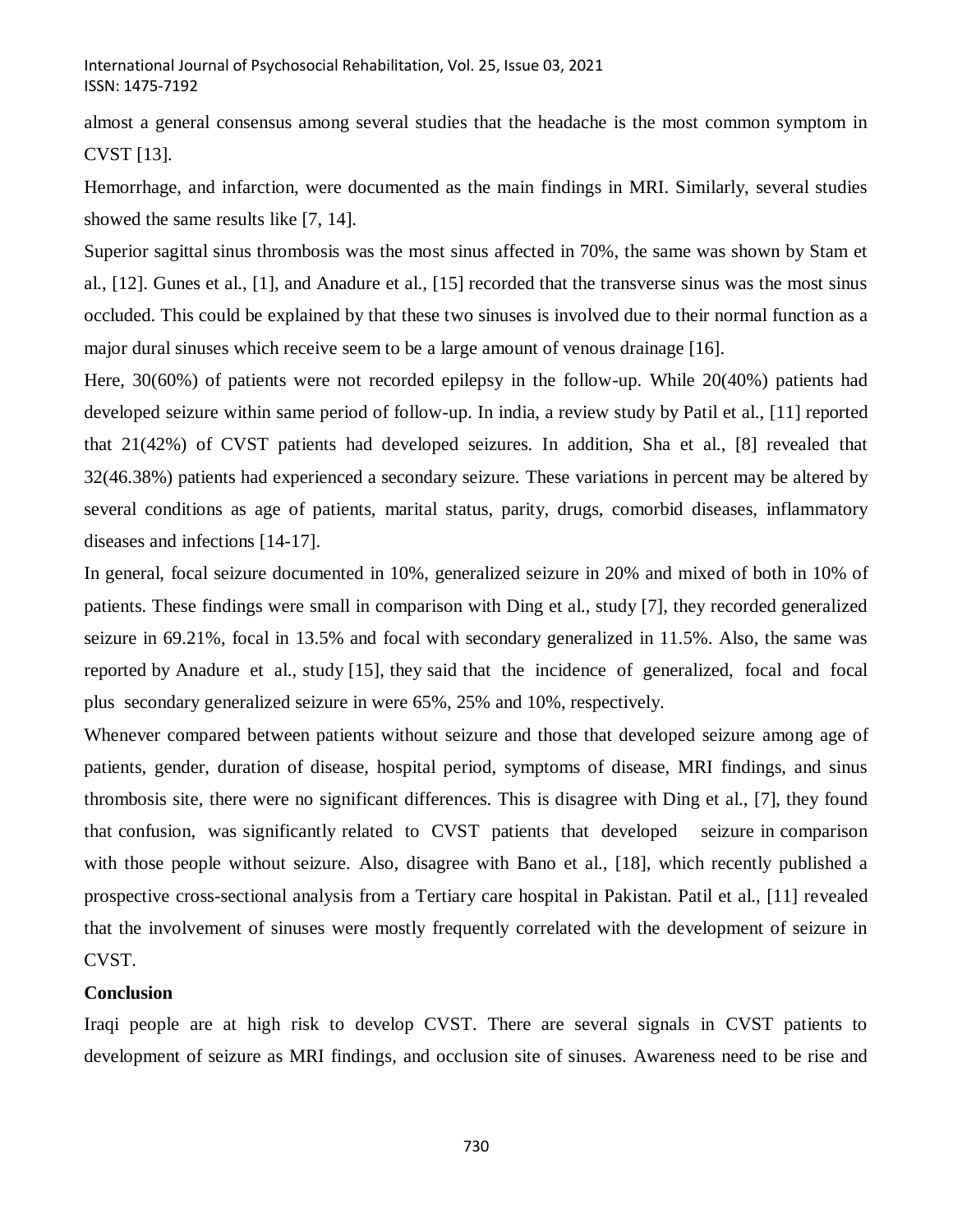almost a general consensus among several studies that the headache is the most common symptom in CVST [13].

Hemorrhage, and infarction, were documented as the main findings in MRI. Similarly, several studies showed the same results like [7, 14].

Superior sagittal sinus thrombosis was the most sinus affected in 70%, the same was shown by Stam et al., [12]. Gunes et al., [1], and Anadure et al., [15] recorded that the transverse sinus was the most sinus occluded. This could be explained by that these two sinuses is involved due to their normal function as a major dural sinuses which receive seem to be a large amount of venous drainage [16].

Here, 30(60%) of patients were not recorded epilepsy in the follow-up. While 20(40%) patients had developed seizure within same period of follow-up. In india, a review study by Patil et al., [11] reported that 21(42%) of CVST patients had developed seizures. In addition, Sha et al., [8] revealed that 32(46.38%) patients had experienced a secondary seizure. These variations in percent may be altered by several conditions as age of patients, marital status, parity, drugs, comorbid diseases, inflammatory diseases and infections [14-17].

In general, focal seizure documented in 10%, generalized seizure in 20% and mixed of both in 10% of patients. These findings were small in comparison with Ding et al., study [7], they recorded generalized seizure in 69.21%, focal in 13.5% and focal with secondary generalized in 11.5%. Also, the same was reported by Anadure et al., study [15], they said that the incidence of generalized, focal and focal plus secondary generalized seizure in were 65%, 25% and 10%, respectively.

Whenever compared between patients without seizure and those that developed seizure among age of patients, gender, duration of disease, hospital period, symptoms of disease, MRI findings, and sinus thrombosis site, there were no significant differences. This is disagree with Ding et al., [7], they found that confusion, was significantly related to CVST patients that developed seizure in comparison with those people without seizure. Also, disagree with Bano et al., [18], which recently published a prospective cross-sectional analysis from a Tertiary care hospital in Pakistan. Patil et al., [11] revealed that the involvement of sinuses were mostly frequently correlated with the development of seizure in CVST.

**Conclusion**

Iraqi people are at high risk to develop CVST. There are several signals in CVST patients to development of seizure as MRI findings, and occlusion site of sinuses. Awareness need to be rise and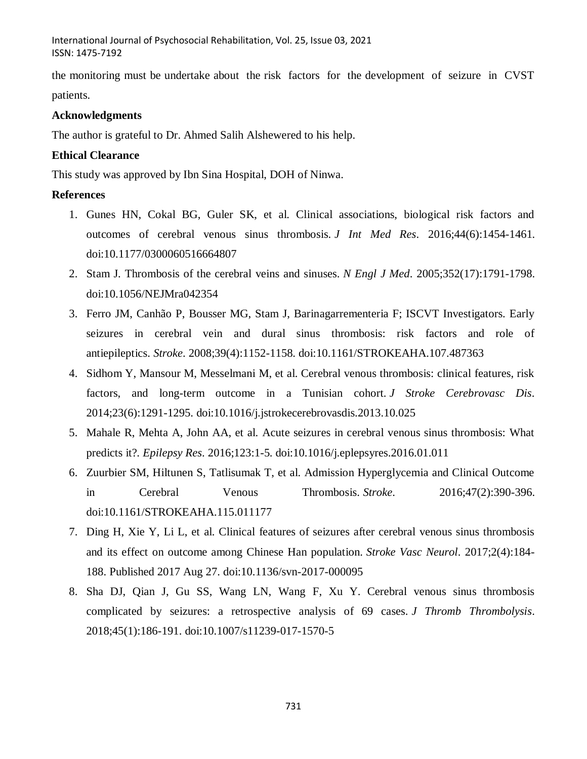the monitoring must be undertake about the risk factors for the development of seizure in CVST patients.

**Acknowledgments**

The author is grateful to Dr. Ahmed Salih Alshewered to his help.

**Ethical Clearance**

This study was approved by Ibn Sina Hospital, DOH of Ninwa.

**References**

1. Gunes HN, Cokal BG, Guler SK, et al. Clinical associations, biological risk factors and outcomes of cerebral venous sinus thrombosis. *J Int Med Res*. 2016;44(6):1454-1461. doi:10.1177/0300060516664807
2. Stam J. Thrombosis of the cerebral veins and sinuses. *N Engl J Med*. 2005;352(17):1791-1798. doi:10.1056/NEJMra042354
3. Ferro JM, Canhão P, Bousser MG, Stam J, Barinagarrementeria F; ISCVT Investigators. Early seizures in cerebral vein and dural sinus thrombosis: risk factors and role of antiepileptics. *Stroke*. 2008;39(4):1152-1158. doi:10.1161/STROKEAHA.107.487363
4. Sidhom Y, Mansour M, Messelmani M, et al. Cerebral venous thrombosis: clinical features, risk factors, and long-term outcome in a Tunisian cohort. *J Stroke Cerebrovasc Dis*. 2014;23(6):1291-1295. doi:10.1016/j.jstrokecerebrovasdis.2013.10.025
5. Mahale R, Mehta A, John AA, et al. Acute seizures in cerebral venous sinus thrombosis: What predicts it?. *Epilepsy Res*. 2016;123:1-5. doi:10.1016/j.eplepsyres.2016.01.011
6. Zuurbier SM, Hiltunen S, Tatlisumak T, et al. Admission Hyperglycemia and Clinical Outcome in Cerebral Venous Thrombosis. *Stroke*. 2016;47(2):390-396. doi:10.1161/STROKEAHA.115.011177
7. Ding H, Xie Y, Li L, et al. Clinical features of seizures after cerebral venous sinus thrombosis and its effect on outcome among Chinese Han population. *Stroke Vasc Neurol*. 2017;2(4):184-188. Published 2017 Aug 27. doi:10.1136/svn-2017-000095
8. Sha DJ, Qian J, Gu SS, Wang LN, Wang F, Xu Y. Cerebral venous sinus thrombosis complicated by seizures: a retrospective analysis of 69 cases. *J Thromb Thrombolysis*. 2018;45(1):186-191. doi:10.1007/s11239-017-1570-5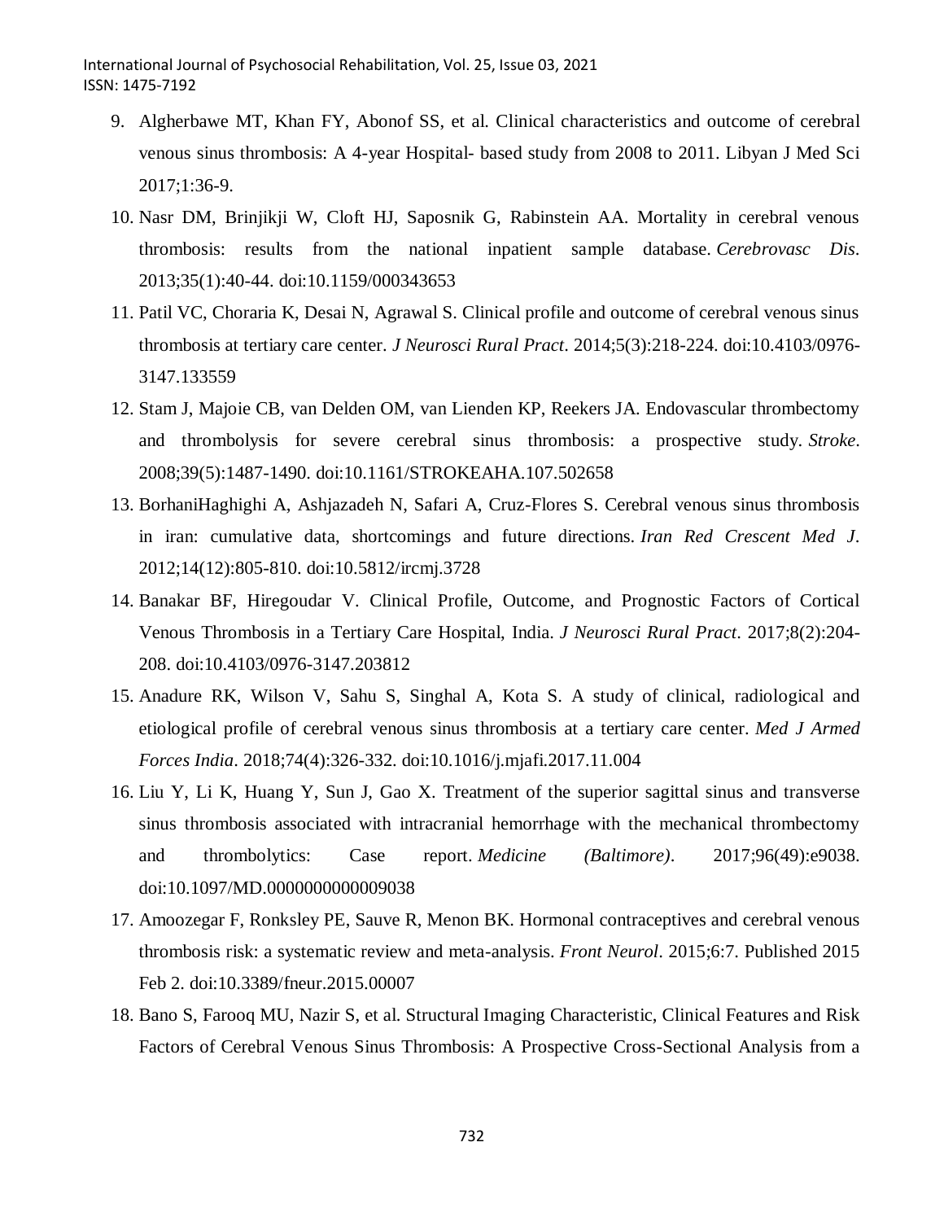9. Algherbawe MT, Khan FY, Abonof SS, et al. Clinical characteristics and outcome of cerebral venous sinus thrombosis: A 4-year Hospital- based study from 2008 to 2011. Libyan J Med Sci 2017;1:36-9.
10. Nasr DM, Brinjikji W, Cloft HJ, Saposnik G, Rabinstein AA. Mortality in cerebral venous thrombosis: results from the national inpatient sample database. *Cerebrovasc Dis*. 2013;35(1):40-44. doi:10.1159/000343653
11. Patil VC, Choraria K, Desai N, Agrawal S. Clinical profile and outcome of cerebral venous sinus thrombosis at tertiary care center. *J Neurosci Rural Pract*. 2014;5(3):218-224. doi:10.4103/0976-3147.133559
12. Stam J, Majoie CB, van Delden OM, van Lienden KP, Reekers JA. Endovascular thrombectomy and thrombolysis for severe cerebral sinus thrombosis: a prospective study. *Stroke*. 2008;39(5):1487-1490. doi:10.1161/STROKEAHA.107.502658
13. BorhaniHaghighi A, Ashjazadeh N, Safari A, Cruz-Flores S. Cerebral venous sinus thrombosis in iran: cumulative data, shortcomings and future directions. *Iran Red Crescent Med J*. 2012;14(12):805-810. doi:10.5812/ircmj.3728
14. Banakar BF, Hiregoudar V. Clinical Profile, Outcome, and Prognostic Factors of Cortical Venous Thrombosis in a Tertiary Care Hospital, India. *J Neurosci Rural Pract*. 2017;8(2):204-208. doi:10.4103/0976-3147.203812
15. Anadure RK, Wilson V, Sahu S, Singhal A, Kota S. A study of clinical, radiological and etiological profile of cerebral venous sinus thrombosis at a tertiary care center. *Med J Armed Forces India*. 2018;74(4):326-332. doi:10.1016/j.mjafi.2017.11.004
16. Liu Y, Li K, Huang Y, Sun J, Gao X. Treatment of the superior sagittal sinus and transverse sinus thrombosis associated with intracranial hemorrhage with the mechanical thrombectomy and thrombolytics: Case report. *Medicine (Baltimore)*. 2017;96(49):e9038. doi:10.1097/MD.0000000000009038
17. Amoozegar F, Ronksley PE, Sauve R, Menon BK. Hormonal contraceptives and cerebral venous thrombosis risk: a systematic review and meta-analysis. *Front Neurol*. 2015;6:7. Published 2015 Feb 2. doi:10.3389/fneur.2015.00007
18. Bano S, Farooq MU, Nazir S, et al. Structural Imaging Characteristic, Clinical Features and Risk Factors of Cerebral Venous Sinus Thrombosis: A Prospective Cross-Sectional Analysis from a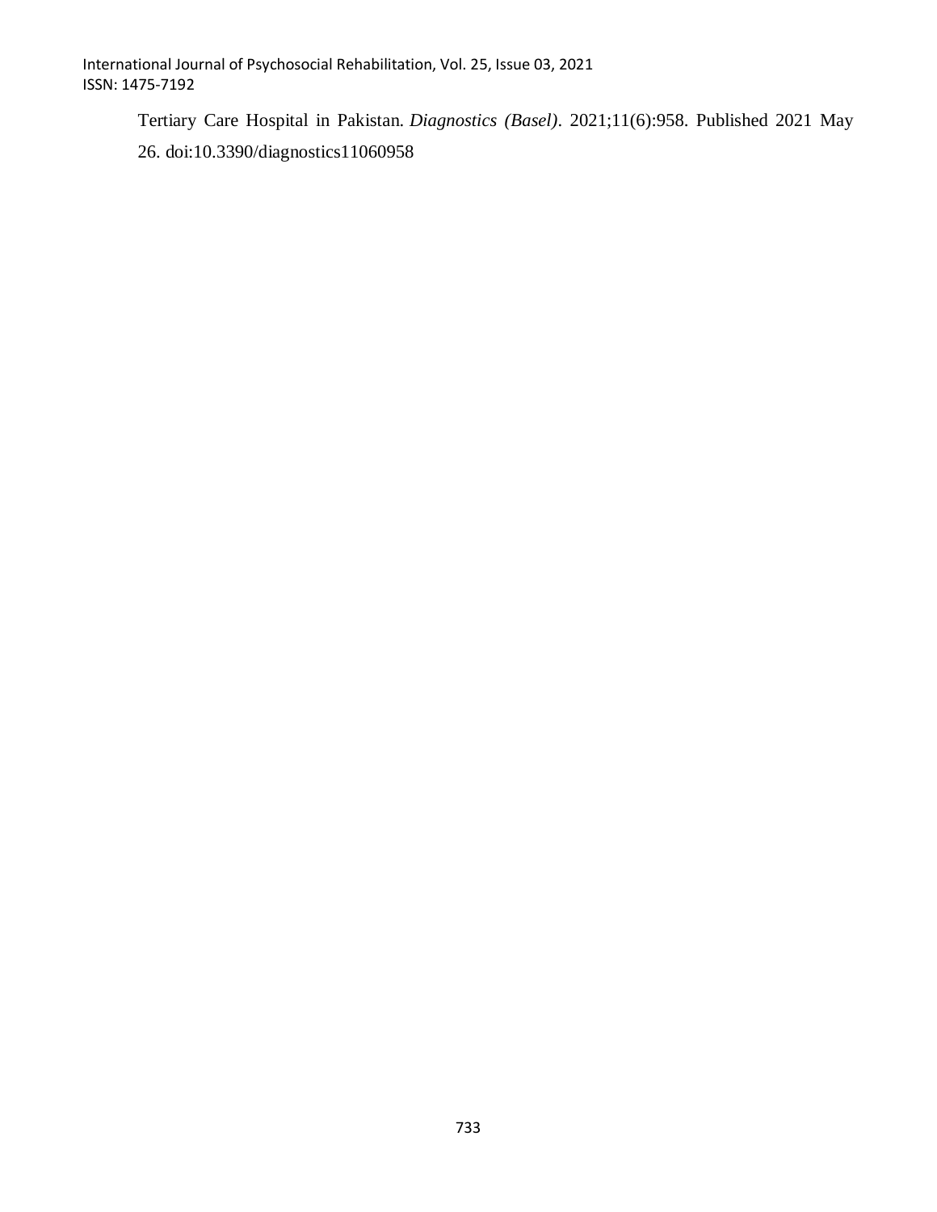Tertiary Care Hospital in Pakistan. *Diagnostics (Basel)*. 2021;11(6):958. Published 2021 May 26. doi:10.3390/diagnostics11060958